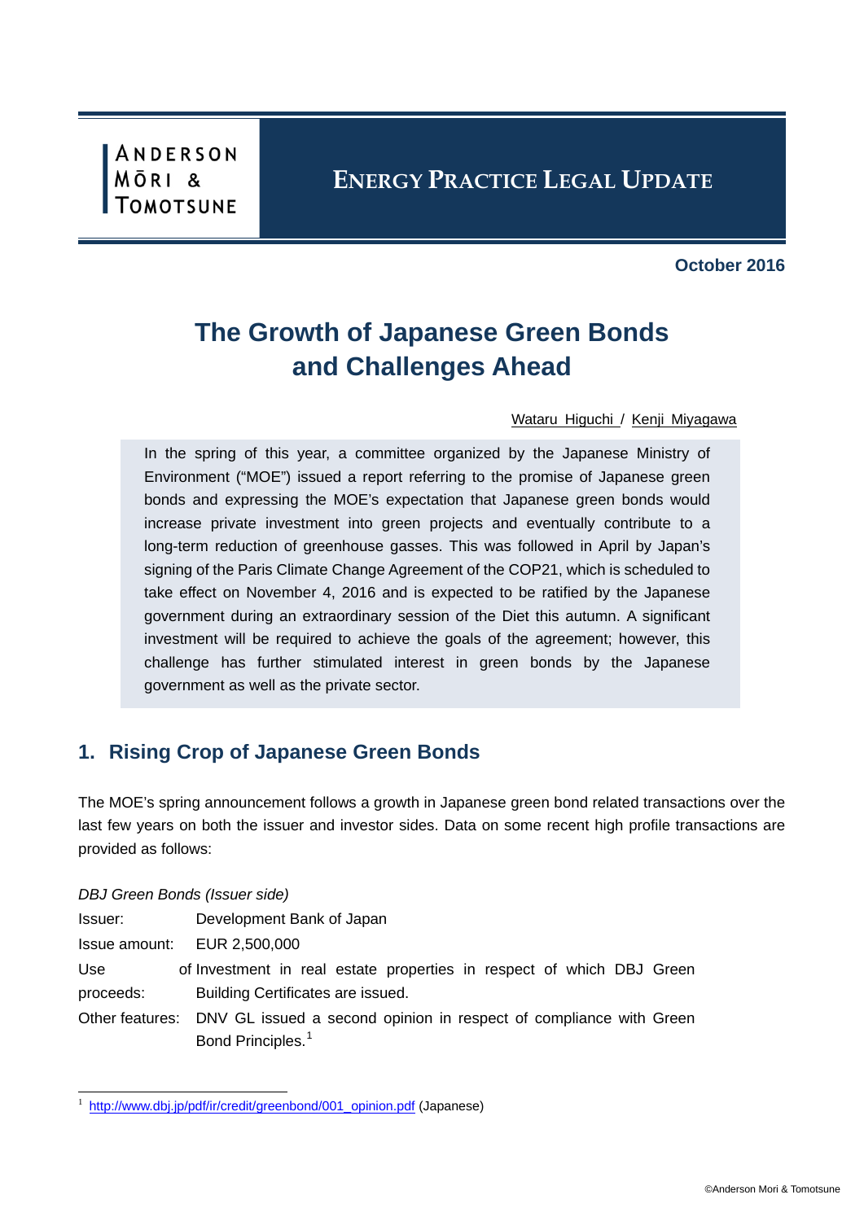ANDERSON MŌRI & TOMOTSUNE

**ENERGY PRACTICE LEGAL UPDATE**

**October 2016**

# The Growth of Japanese Green Bonds and Challenges Ahead

Wataru Higuchi / Kenji Miyagawa

In the spring of this year, a committee organized by the Japanese Ministry of Environment ("MOE") issued a report referring to the promise of Japanese green bonds and expressing the MOE's expectation that Japanese green bonds would increase private investment into green projects and eventually contribute to a long-term reduction of greenhouse gasses. This was followed in April by Japan's signing of the Paris Climate Change Agreement of the COP21, which is scheduled to take effect on November 4, 2016 and is expected to be ratified by the Japanese government during an extraordinary session of the Diet this autumn. A significant investment will be required to achieve the goals of the agreement; however, this challenge has further stimulated interest in green bonds by the Japanese government as well as the private sector.

## 1. Rising Crop of Japanese Green Bonds

The MOE's spring announcement follows a growth in Japanese green bond related transactions over the last few years on both the issuer and investor sides. Data on some recent high profile transactions are provided as follows:

*DBJ Green Bonds (Issuer side)*

| | |
|---|---|
| Issuer: | Development Bank of Japan |
| Issue amount: | EUR 2,500,000 |
| Use of proceeds: | Investment in real estate properties in respect of which DBJ Green Building Certificates are issued. |
| Other features: | DNV GL issued a second opinion in respect of compliance with Green Bond Principles.[1] |

[1] http://www.dbj.jp/pdf/ir/credit/greenbond/001_opinion.pdf (Japanese)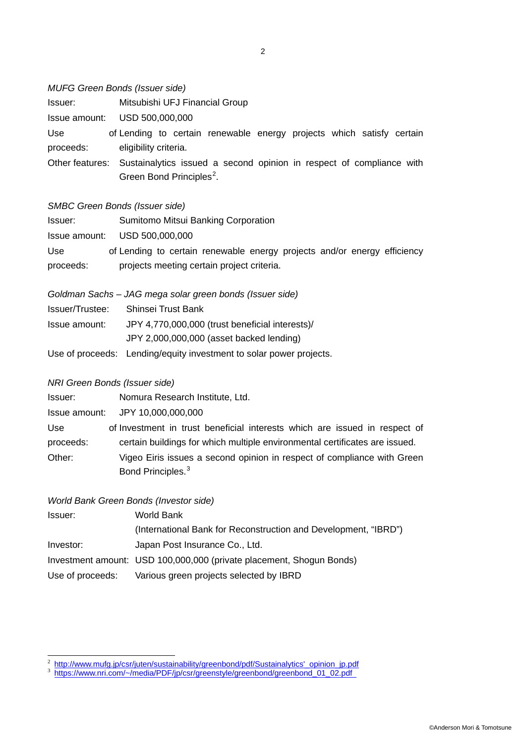*MUFG Green Bonds (Issuer side)*

Issuer: Mitsubishi UFJ Financial Group

Issue amount: USD 500,000,000

Use of proceeds: Lending to certain renewable energy projects which satisfy certain eligibility criteria.

Other features: Sustainalytics issued a second opinion in respect of compliance with Green Bond Principles[2].

*SMBC Green Bonds (Issuer side)*

Issuer: Sumitomo Mitsui Banking Corporation

Issue amount: USD 500,000,000

Use of proceeds: Lending to certain renewable energy projects and/or energy efficiency projects meeting certain project criteria.

*Goldman Sachs – JAG mega solar green bonds (Issuer side)*

Issuer/Trustee: Shinsei Trust Bank

Issue amount: JPY 4,770,000,000 (trust beneficial interests)/
JPY 2,000,000,000 (asset backed lending)

Use of proceeds: Lending/equity investment to solar power projects.

*NRI Green Bonds (Issuer side)*

Issuer: Nomura Research Institute, Ltd.

Issue amount: JPY 10,000,000,000

Use of proceeds: Investment in trust beneficial interests which are issued in respect of certain buildings for which multiple environmental certificates are issued.

Other: Vigeo Eiris issues a second opinion in respect of compliance with Green Bond Principles.[3]

*World Bank Green Bonds (Investor side)*

Issuer: World Bank
(International Bank for Reconstruction and Development, "IBRD")

Investor: Japan Post Insurance Co., Ltd.

Investment amount: USD 100,000,000 (private placement, Shogun Bonds)

Use of proceeds: Various green projects selected by IBRD

---

[2] http://www.mufg.jp/csr/juten/sustainability/greenbond/pdf/Sustainalytics'_opinion_jp.pdf

[3] https://www.nri.com/~/media/PDF/jp/csr/greenstyle/greenbond/greenbond_01_02.pdf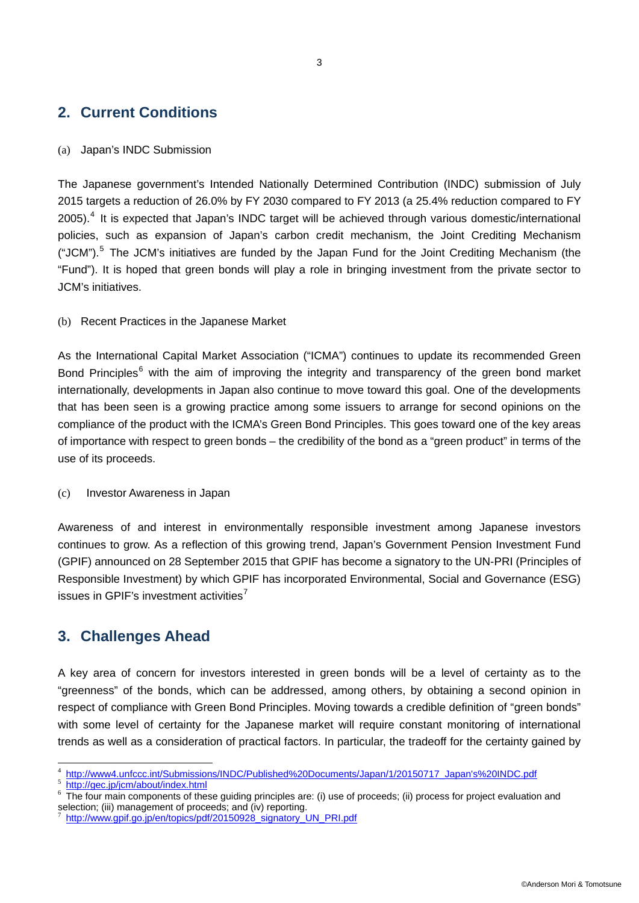## 2. Current Conditions

(a) Japan's INDC Submission

The Japanese government's Intended Nationally Determined Contribution (INDC) submission of July 2015 targets a reduction of 26.0% by FY 2030 compared to FY 2013 (a 25.4% reduction compared to FY 2005).[4] It is expected that Japan's INDC target will be achieved through various domestic/international policies, such as expansion of Japan's carbon credit mechanism, the Joint Crediting Mechanism ("JCM").[5] The JCM's initiatives are funded by the Japan Fund for the Joint Crediting Mechanism (the "Fund"). It is hoped that green bonds will play a role in bringing investment from the private sector to JCM's initiatives.

(b) Recent Practices in the Japanese Market

As the International Capital Market Association ("ICMA") continues to update its recommended Green Bond Principles[6] with the aim of improving the integrity and transparency of the green bond market internationally, developments in Japan also continue to move toward this goal. One of the developments that has been seen is a growing practice among some issuers to arrange for second opinions on the compliance of the product with the ICMA's Green Bond Principles. This goes toward one of the key areas of importance with respect to green bonds – the credibility of the bond as a "green product" in terms of the use of its proceeds.

(c) Investor Awareness in Japan

Awareness of and interest in environmentally responsible investment among Japanese investors continues to grow. As a reflection of this growing trend, Japan's Government Pension Investment Fund (GPIF) announced on 28 September 2015 that GPIF has become a signatory to the UN-PRI (Principles of Responsible Investment) by which GPIF has incorporated Environmental, Social and Governance (ESG) issues in GPIF's investment activities[7]

## 3. Challenges Ahead

A key area of concern for investors interested in green bonds will be a level of certainty as to the "greenness" of the bonds, which can be addressed, among others, by obtaining a second opinion in respect of compliance with Green Bond Principles. Moving towards a credible definition of "green bonds" with some level of certainty for the Japanese market will require constant monitoring of international trends as well as a consideration of practical factors. In particular, the tradeoff for the certainty gained by

---

[4] http://www4.unfccc.int/Submissions/INDC/Published%20Documents/Japan/1/20150717_Japan's%20INDC.pdf

[5] http://gec.jp/jcm/about/index.html

[6] The four main components of these guiding principles are: (i) use of proceeds; (ii) process for project evaluation and selection; (iii) management of proceeds; and (iv) reporting.

[7] http://www.gpif.go.jp/en/topics/pdf/20150928_signatory_UN_PRI.pdf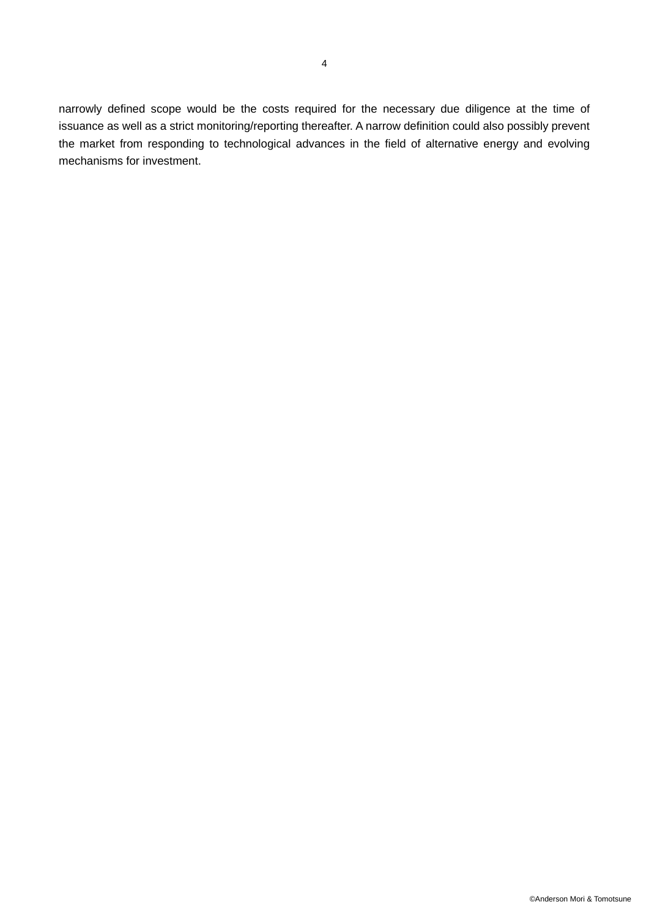narrowly defined scope would be the costs required for the necessary due diligence at the time of issuance as well as a strict monitoring/reporting thereafter. A narrow definition could also possibly prevent the market from responding to technological advances in the field of alternative energy and evolving mechanisms for investment.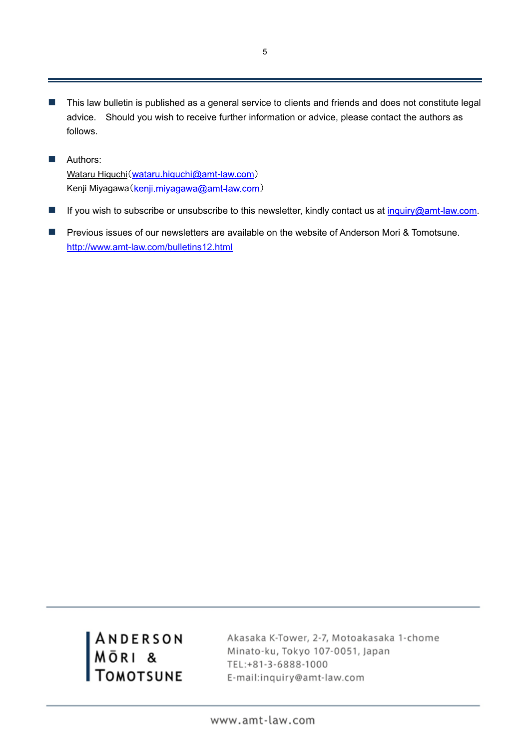- This law bulletin is published as a general service to clients and friends and does not constitute legal advice. Should you wish to receive further information or advice, please contact the authors as follows.

- Authors:
  Wataru Higuchi（wataru.higuchi@amt-law.com）
  Kenji Miyagawa（kenji.miyagawa@amt-law.com）

- If you wish to subscribe or unsubscribe to this newsletter, kindly contact us at inquiry@amt-law.com.

- Previous issues of our newsletters are available on the website of Anderson Mori & Tomotsune.
  http://www.amt-law.com/bulletins12.html

ANDERSON MŌRI & TOMOTSUNE

Akasaka K-Tower, 2-7, Motoakasaka 1-chome
Minato-ku, Tokyo 107-0051, Japan
TEL:+81-3-6888-1000
E-mail:inquiry@amt-law.com

www.amt-law.com